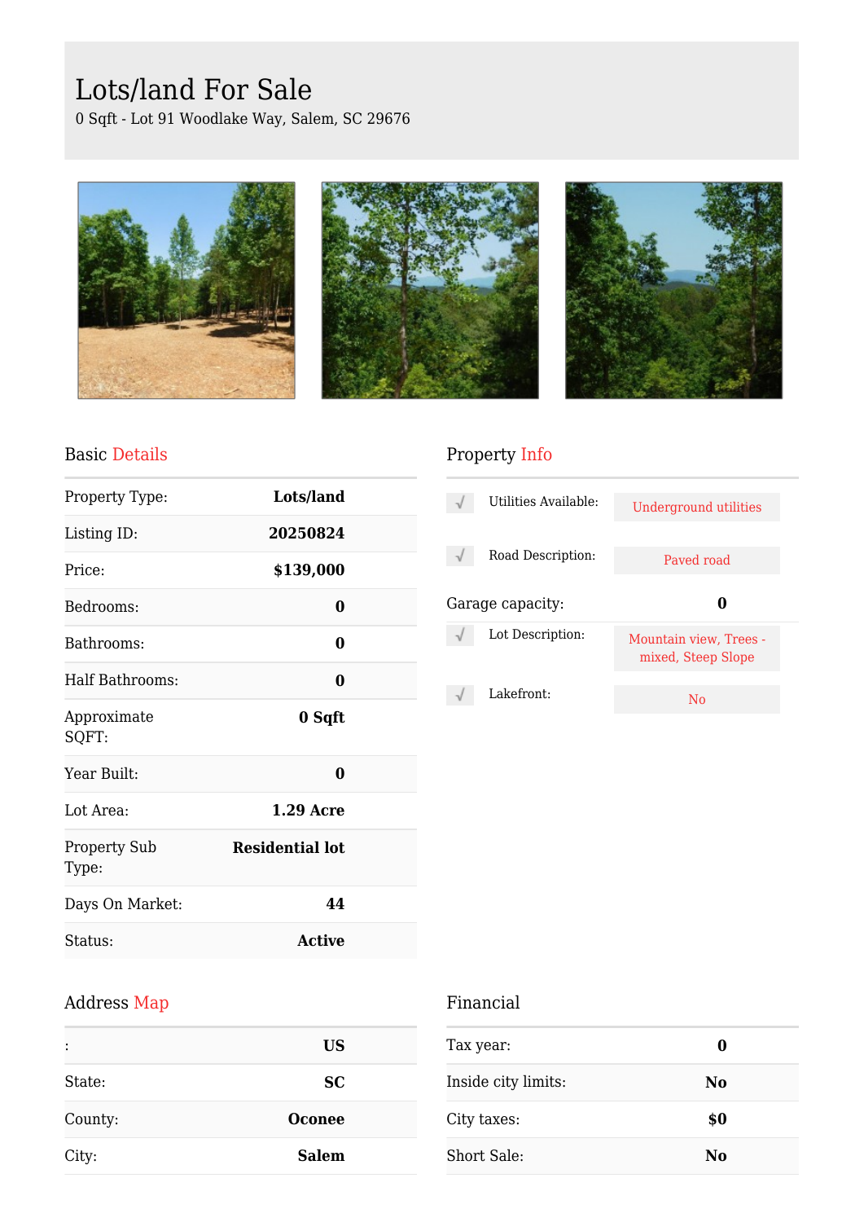# Lots/land For Sale

0 Sqft - Lot 91 Woodlake Way, Salem, SC 29676

## Basic Details

| | |
|---|---|
| Property Type: | **Lots/land** |
| Listing ID: | **20250824** |
| Price: | **$139,000** |
| Bedrooms: | **0** |
| Bathrooms: | **0** |
| Half Bathrooms: | **0** |
| Approximate SQFT: | **0 Sqft** |
| Year Built: | **0** |
| Lot Area: | **1.29 Acre** |
| Property Sub Type: | **Residential lot** |
| Days On Market: | **44** |
| Status: | **Active** |

## Property Info

| | |
|---|---|
| Utilities Available: | Underground utilities |
| Road Description: | Paved road |
| Garage capacity: | **0** |
| Lot Description: | Mountain view, Trees - mixed, Steep Slope |
| Lakefront: | No |

## Address Map

| | |
|---|---|
| : | **US** |
| State: | **SC** |
| County: | **Oconee** |
| City: | **Salem** |

## Financial

| | |
|---|---|
| Tax year: | **0** |
| Inside city limits: | **No** |
| City taxes: | **$0** |
| Short Sale: | **No** |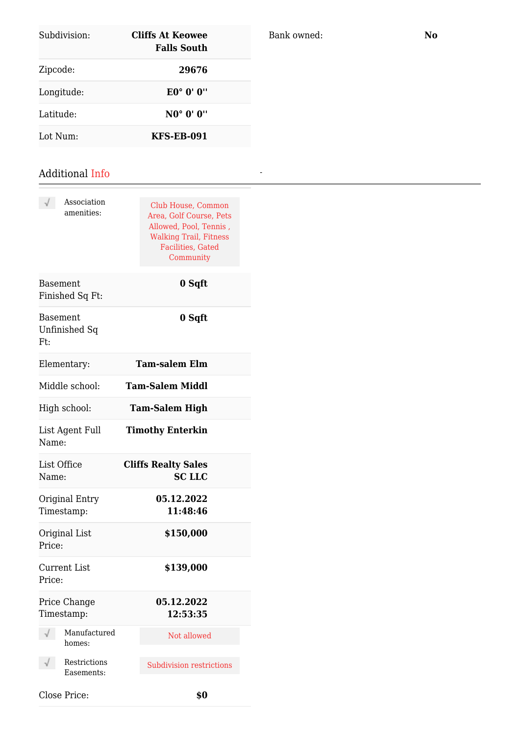| | |
|---|---|
| Subdivision: | **Cliffs At Keowee Falls South** |
| Zipcode: | **29676** |
| Longitude: | **E0° 0' 0''** |
| Latitude: | **N0° 0' 0''** |
| Lot Num: | **KFS-EB-091** |

Bank owned: **No**

## Additional Info

-

| | |
|---|---|
| √ Association amenities: | Club House, Common Area, Golf Course, Pets Allowed, Pool, Tennis , Walking Trail, Fitness Facilities, Gated Community |
| Basement Finished Sq Ft: | **0 Sqft** |
| Basement Unfinished Sq Ft: | **0 Sqft** |
| Elementary: | **Tam-salem Elm** |
| Middle school: | **Tam-Salem Middl** |
| High school: | **Tam-Salem High** |
| List Agent Full Name: | **Timothy Enterkin** |
| List Office Name: | **Cliffs Realty Sales SC LLC** |
| Original Entry Timestamp: | **05.12.2022 11:48:46** |
| Original List Price: | **$150,000** |
| Current List Price: | **$139,000** |
| Price Change Timestamp: | **05.12.2022 12:53:35** |
| √ Manufactured homes: | Not allowed |
| √ Restrictions Easements: | Subdivision restrictions |
| Close Price: | **$0** |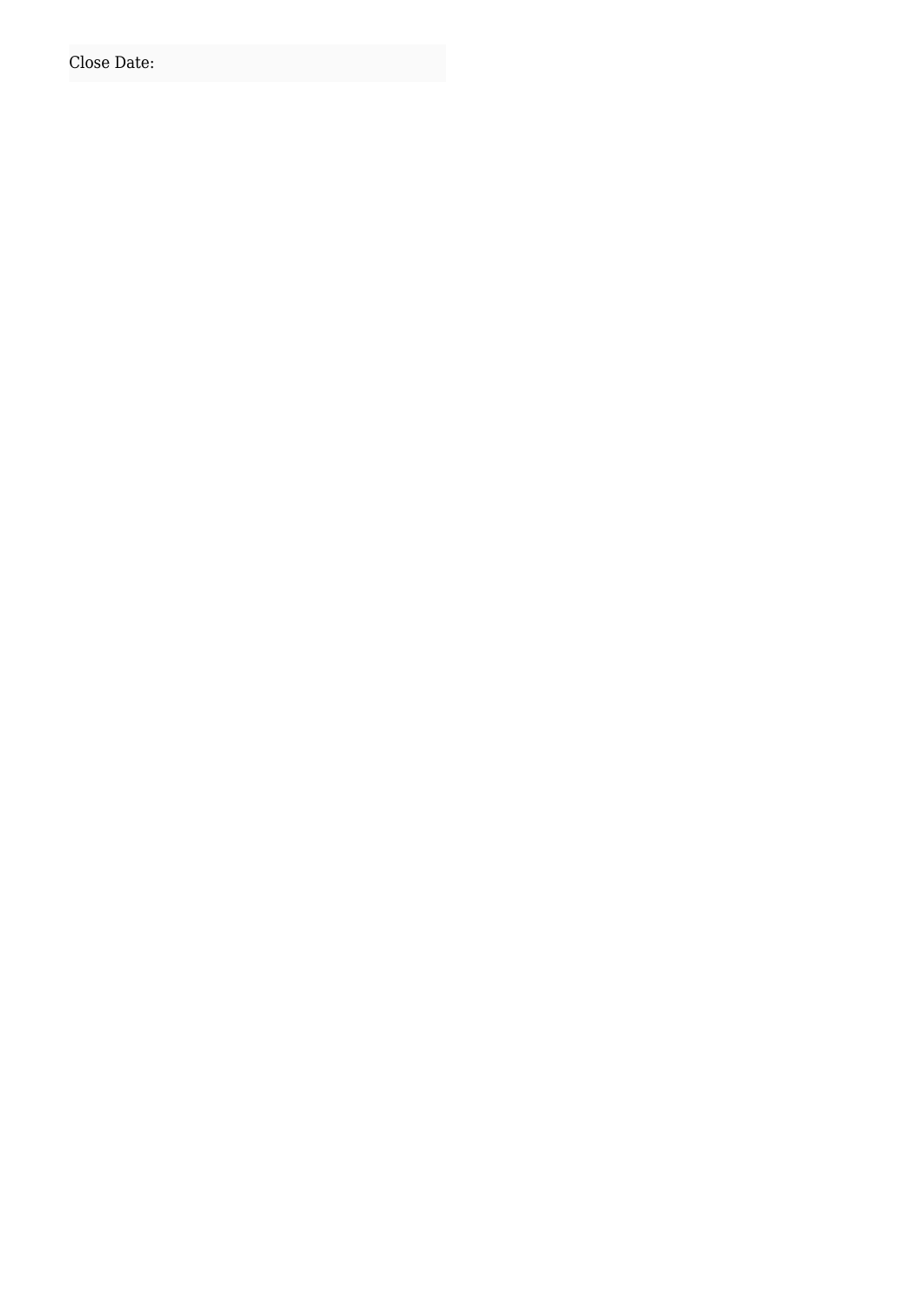Close Date: